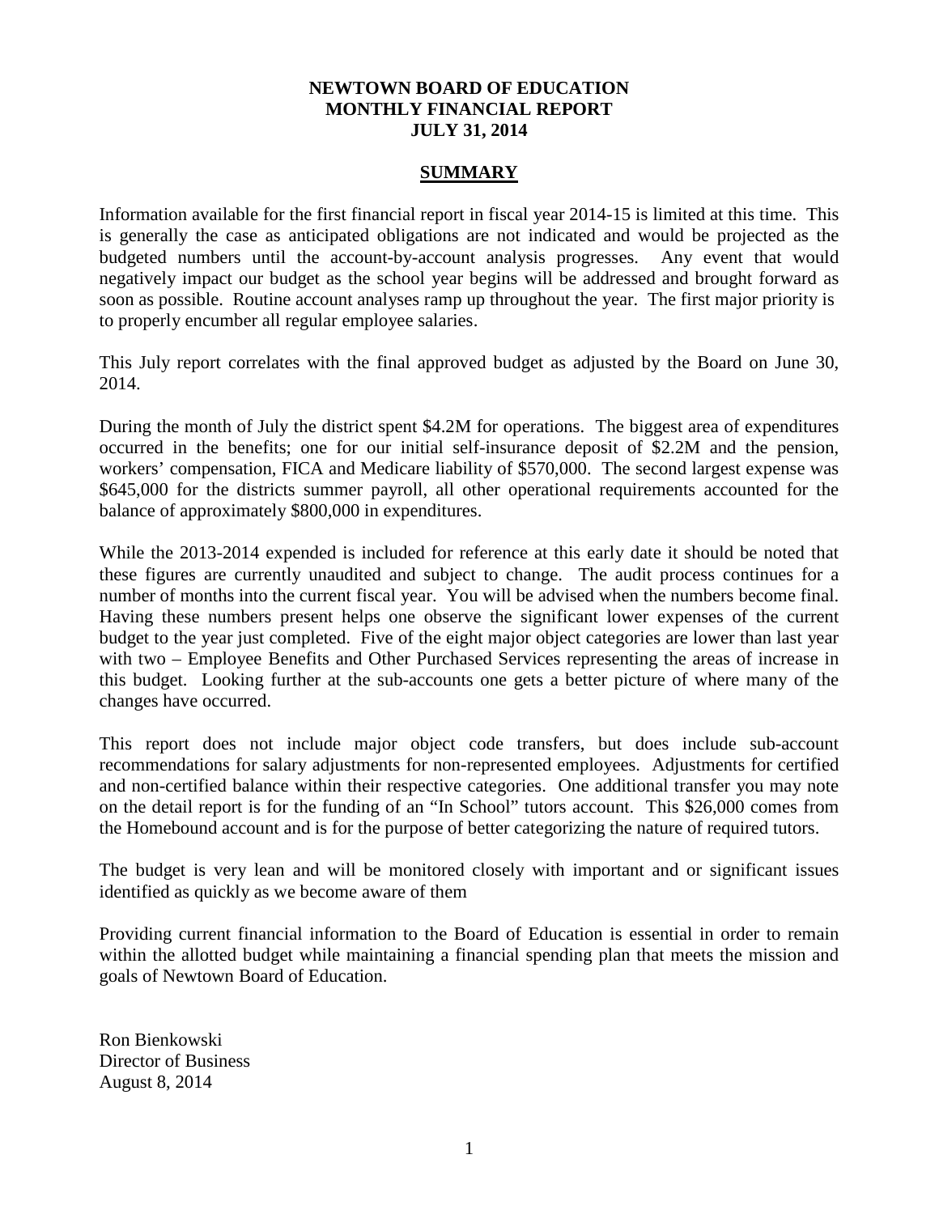# NEWTOWN BOARD OF EDUCATION
# MONTHLY FINANCIAL REPORT
# JULY 31, 2014

## SUMMARY

Information available for the first financial report in fiscal year 2014-15 is limited at this time. This is generally the case as anticipated obligations are not indicated and would be projected as the budgeted numbers until the account-by-account analysis progresses. Any event that would negatively impact our budget as the school year begins will be addressed and brought forward as soon as possible. Routine account analyses ramp up throughout the year. The first major priority is to properly encumber all regular employee salaries.

This July report correlates with the final approved budget as adjusted by the Board on June 30, 2014.

During the month of July the district spent $4.2M for operations. The biggest area of expenditures occurred in the benefits; one for our initial self-insurance deposit of $2.2M and the pension, workers' compensation, FICA and Medicare liability of $570,000. The second largest expense was $645,000 for the districts summer payroll, all other operational requirements accounted for the balance of approximately $800,000 in expenditures.

While the 2013-2014 expended is included for reference at this early date it should be noted that these figures are currently unaudited and subject to change. The audit process continues for a number of months into the current fiscal year. You will be advised when the numbers become final. Having these numbers present helps one observe the significant lower expenses of the current budget to the year just completed. Five of the eight major object categories are lower than last year with two – Employee Benefits and Other Purchased Services representing the areas of increase in this budget. Looking further at the sub-accounts one gets a better picture of where many of the changes have occurred.

This report does not include major object code transfers, but does include sub-account recommendations for salary adjustments for non-represented employees. Adjustments for certified and non-certified balance within their respective categories. One additional transfer you may note on the detail report is for the funding of an "In School" tutors account. This $26,000 comes from the Homebound account and is for the purpose of better categorizing the nature of required tutors.

The budget is very lean and will be monitored closely with important and or significant issues identified as quickly as we become aware of them

Providing current financial information to the Board of Education is essential in order to remain within the allotted budget while maintaining a financial spending plan that meets the mission and goals of Newtown Board of Education.

Ron Bienkowski
Director of Business
August 8, 2014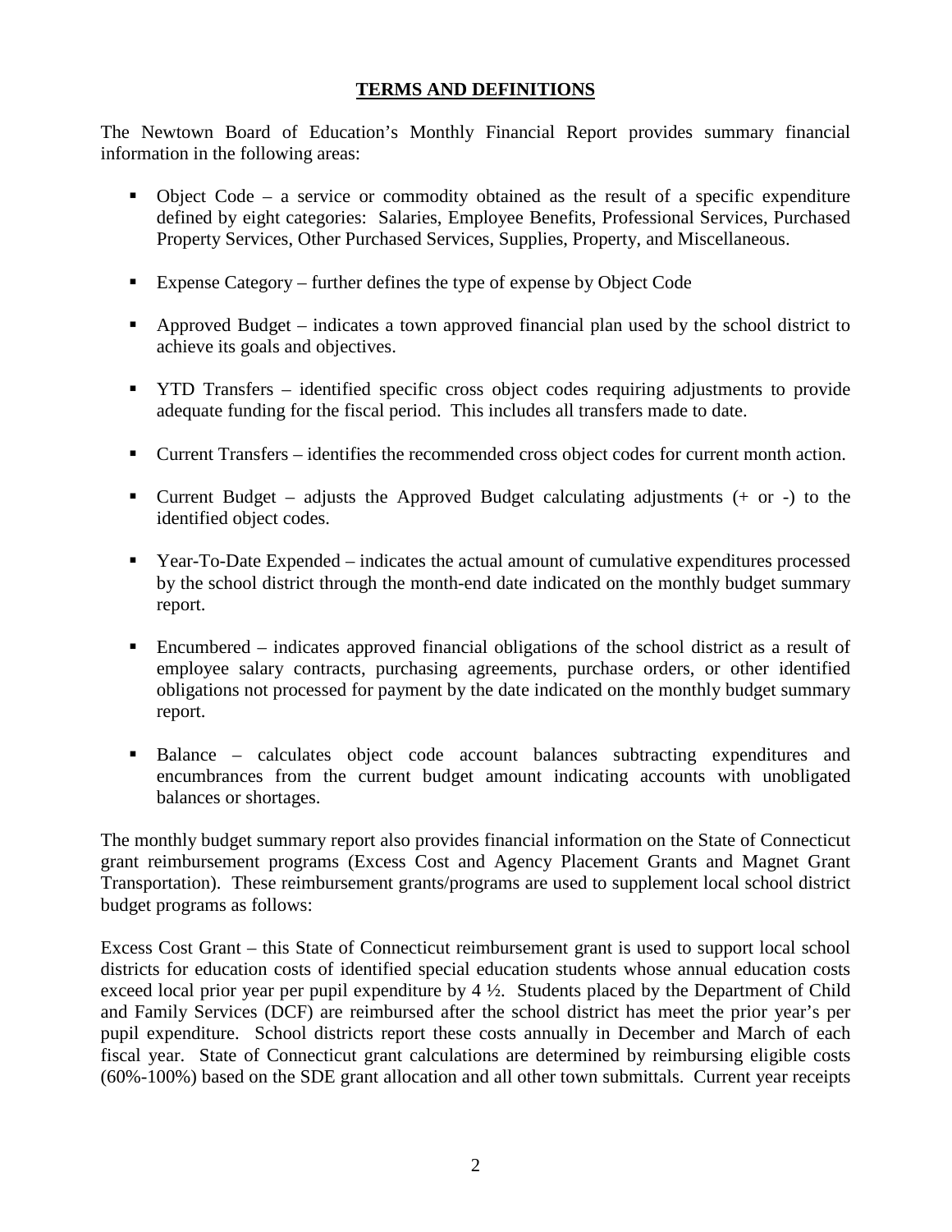## TERMS AND DEFINITIONS

The Newtown Board of Education's Monthly Financial Report provides summary financial information in the following areas:

- Object Code – a service or commodity obtained as the result of a specific expenditure defined by eight categories: Salaries, Employee Benefits, Professional Services, Purchased Property Services, Other Purchased Services, Supplies, Property, and Miscellaneous.
- Expense Category – further defines the type of expense by Object Code
- Approved Budget – indicates a town approved financial plan used by the school district to achieve its goals and objectives.
- YTD Transfers – identified specific cross object codes requiring adjustments to provide adequate funding for the fiscal period. This includes all transfers made to date.
- Current Transfers – identifies the recommended cross object codes for current month action.
- Current Budget – adjusts the Approved Budget calculating adjustments (+ or -) to the identified object codes.
- Year-To-Date Expended – indicates the actual amount of cumulative expenditures processed by the school district through the month-end date indicated on the monthly budget summary report.
- Encumbered – indicates approved financial obligations of the school district as a result of employee salary contracts, purchasing agreements, purchase orders, or other identified obligations not processed for payment by the date indicated on the monthly budget summary report.
- Balance – calculates object code account balances subtracting expenditures and encumbrances from the current budget amount indicating accounts with unobligated balances or shortages.

The monthly budget summary report also provides financial information on the State of Connecticut grant reimbursement programs (Excess Cost and Agency Placement Grants and Magnet Grant Transportation). These reimbursement grants/programs are used to supplement local school district budget programs as follows:

Excess Cost Grant – this State of Connecticut reimbursement grant is used to support local school districts for education costs of identified special education students whose annual education costs exceed local prior year per pupil expenditure by 4 ½. Students placed by the Department of Child and Family Services (DCF) are reimbursed after the school district has meet the prior year's per pupil expenditure. School districts report these costs annually in December and March of each fiscal year. State of Connecticut grant calculations are determined by reimbursing eligible costs (60%-100%) based on the SDE grant allocation and all other town submittals. Current year receipts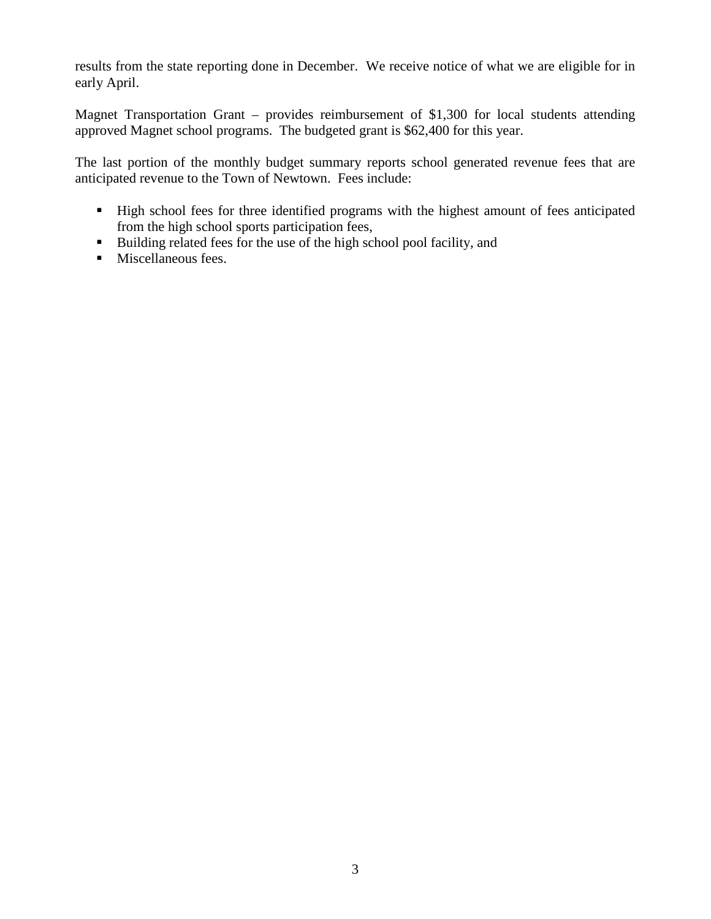results from the state reporting done in December. We receive notice of what we are eligible for in early April.

Magnet Transportation Grant – provides reimbursement of $1,300 for local students attending approved Magnet school programs. The budgeted grant is $62,400 for this year.

The last portion of the monthly budget summary reports school generated revenue fees that are anticipated revenue to the Town of Newtown. Fees include:

- High school fees for three identified programs with the highest amount of fees anticipated from the high school sports participation fees,
- Building related fees for the use of the high school pool facility, and
- Miscellaneous fees.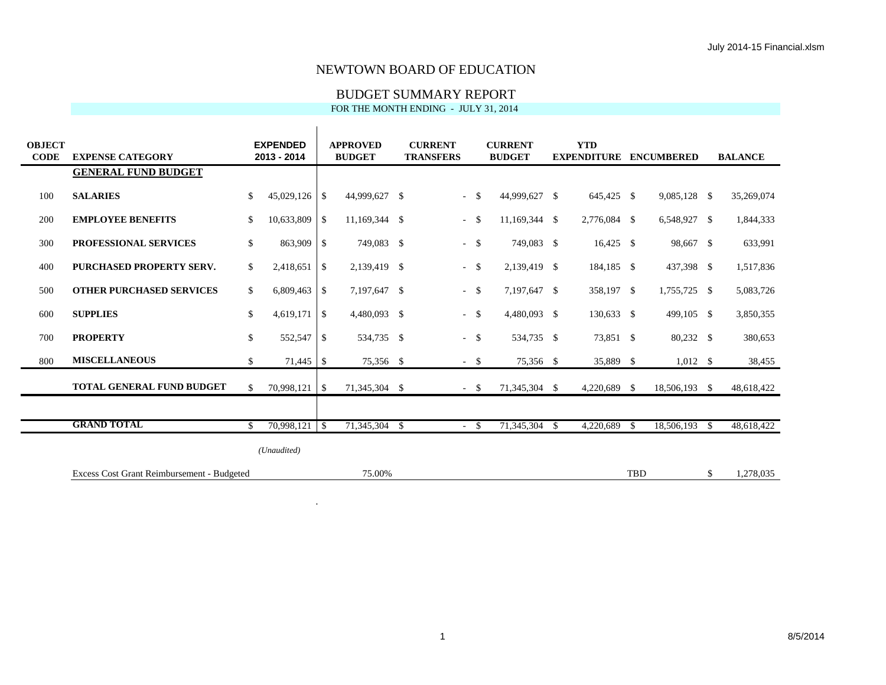# NEWTOWN BOARD OF EDUCATION

## BUDGET SUMMARY REPORT

FOR THE MONTH ENDING - JULY 31, 2014

| OBJECT CODE | EXPENSE CATEGORY | EXPENDED 2013 - 2014 | APPROVED BUDGET | CURRENT TRANSFERS | CURRENT BUDGET | YTD EXPENDITURE | ENCUMBERED | BALANCE |
|---|---|---|---|---|---|---|---|---|
| | **GENERAL FUND BUDGET** | | | | | | | |
| 100 | **SALARIES** | $ 45,029,126 | $ 44,999,627 | $ - | $ 44,999,627 | $ 645,425 | $ 9,085,128 | $ 35,269,074 |
| 200 | **EMPLOYEE BENEFITS** | $ 10,633,809 | $ 11,169,344 | $ - | $ 11,169,344 | $ 2,776,084 | $ 6,548,927 | $ 1,844,333 |
| 300 | **PROFESSIONAL SERVICES** | $ 863,909 | $ 749,083 | $ - | $ 749,083 | $ 16,425 | $ 98,667 | $ 633,991 |
| 400 | **PURCHASED PROPERTY SERV.** | $ 2,418,651 | $ 2,139,419 | $ - | $ 2,139,419 | $ 184,185 | $ 437,398 | $ 1,517,836 |
| 500 | **OTHER PURCHASED SERVICES** | $ 6,809,463 | $ 7,197,647 | $ - | $ 7,197,647 | $ 358,197 | $ 1,755,725 | $ 5,083,726 |
| 600 | **SUPPLIES** | $ 4,619,171 | $ 4,480,093 | $ - | $ 4,480,093 | $ 130,633 | $ 499,105 | $ 3,850,355 |
| 700 | **PROPERTY** | $ 552,547 | $ 534,735 | $ - | $ 534,735 | $ 73,851 | $ 80,232 | $ 380,653 |
| 800 | **MISCELLANEOUS** | $ 71,445 | $ 75,356 | $ - | $ 75,356 | $ 35,889 | $ 1,012 | $ 38,455 |
| | **TOTAL GENERAL FUND BUDGET** | $ 70,998,121 | $ 71,345,304 | $ - | $ 71,345,304 | $ 4,220,689 | $ 18,506,193 | $ 48,618,422 |
| | **GRAND TOTAL** | $ 70,998,121 | $ 71,345,304 | $ - | $ 71,345,304 | $ 4,220,689 | $ 18,506,193 | $ 48,618,422 |
| | | *(Unaudited)* | | | | | | |
| | Excess Cost Grant Reimbursement - Budgeted | | 75.00% | | | | TBD | $ 1,278,035 |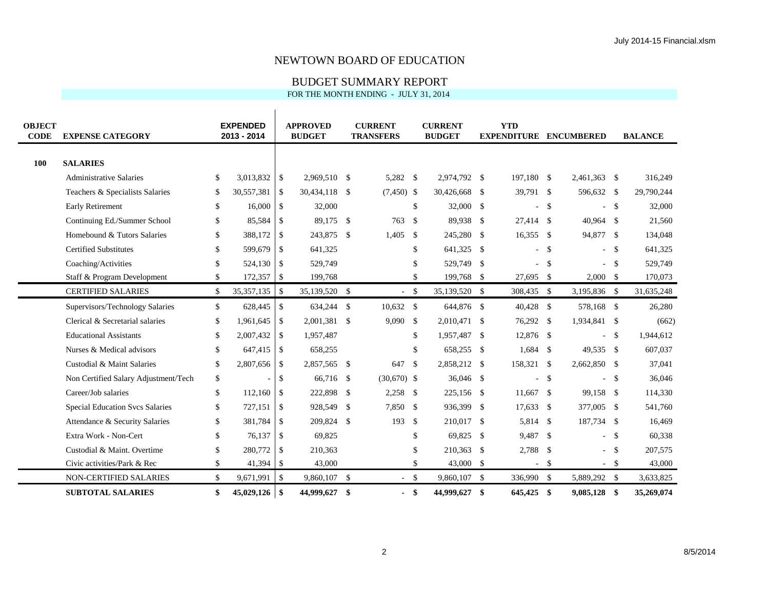# NEWTOWN BOARD OF EDUCATION

## BUDGET SUMMARY REPORT

FOR THE MONTH ENDING - JULY 31, 2014

| OBJECT CODE | EXPENSE CATEGORY | EXPENDED 2013 - 2014 | APPROVED BUDGET | CURRENT TRANSFERS | CURRENT BUDGET | YTD EXPENDITURE | ENCUMBERED | BALANCE |
|---|---|---|---|---|---|---|---|---|
| **100** | **SALARIES** | | | | | | | |
| | Administrative Salaries | $ 3,013,832 | $ 2,969,510 | $ 5,282 | $ 2,974,792 | $ 197,180 | $ 2,461,363 | $ 316,249 |
| | Teachers & Specialists Salaries | $ 30,557,381 | $ 30,434,118 | $ (7,450) | $ 30,426,668 | $ 39,791 | $ 596,632 | $ 29,790,244 |
| | Early Retirement | $ 16,000 | $ 32,000 | | $ 32,000 | $ - | $ - | $ 32,000 |
| | Continuing Ed./Summer School | $ 85,584 | $ 89,175 | $ 763 | $ 89,938 | $ 27,414 | $ 40,964 | $ 21,560 |
| | Homebound & Tutors Salaries | $ 388,172 | $ 243,875 | $ 1,405 | $ 245,280 | $ 16,355 | $ 94,877 | $ 134,048 |
| | Certified Substitutes | $ 599,679 | $ 641,325 | | $ 641,325 | $ - | $ - | $ 641,325 |
| | Coaching/Activities | $ 524,130 | $ 529,749 | | $ 529,749 | $ - | $ - | $ 529,749 |
| | Staff & Program Development | $ 172,357 | $ 199,768 | | $ 199,768 | $ 27,695 | $ 2,000 | $ 170,073 |
| | CERTIFIED SALARIES | $ 35,357,135 | $ 35,139,520 | $ - | $ 35,139,520 | $ 308,435 | $ 3,195,836 | $ 31,635,248 |
| | Supervisors/Technology Salaries | $ 628,445 | $ 634,244 | $ 10,632 | $ 644,876 | $ 40,428 | $ 578,168 | $ 26,280 |
| | Clerical & Secretarial salaries | $ 1,961,645 | $ 2,001,381 | $ 9,090 | $ 2,010,471 | $ 76,292 | $ 1,934,841 | $ (662) |
| | Educational Assistants | $ 2,007,432 | $ 1,957,487 | | $ 1,957,487 | $ 12,876 | $ - | $ 1,944,612 |
| | Nurses & Medical advisors | $ 647,415 | $ 658,255 | | $ 658,255 | $ 1,684 | $ 49,535 | $ 607,037 |
| | Custodial & Maint Salaries | $ 2,807,656 | $ 2,857,565 | $ 647 | $ 2,858,212 | $ 158,321 | $ 2,662,850 | $ 37,041 |
| | Non Certified Salary Adjustment/Tech | $ - | $ 66,716 | $ (30,670) | $ 36,046 | $ - | $ - | $ 36,046 |
| | Career/Job salaries | $ 112,160 | $ 222,898 | $ 2,258 | $ 225,156 | $ 11,667 | $ 99,158 | $ 114,330 |
| | Special Education Svcs Salaries | $ 727,151 | $ 928,549 | $ 7,850 | $ 936,399 | $ 17,633 | $ 377,005 | $ 541,760 |
| | Attendance & Security Salaries | $ 381,784 | $ 209,824 | $ 193 | $ 210,017 | $ 5,814 | $ 187,734 | $ 16,469 |
| | Extra Work - Non-Cert | $ 76,137 | $ 69,825 | | $ 69,825 | $ 9,487 | $ - | $ 60,338 |
| | Custodial & Maint. Overtime | $ 280,772 | $ 210,363 | | $ 210,363 | $ 2,788 | $ - | $ 207,575 |
| | Civic activities/Park & Rec | $ 41,394 | $ 43,000 | | $ 43,000 | $ - | $ - | $ 43,000 |
| | NON-CERTIFIED SALARIES | $ 9,671,991 | $ 9,860,107 | $ - | $ 9,860,107 | $ 336,990 | $ 5,889,292 | $ 3,633,825 |
| | **SUBTOTAL SALARIES** | **$ 45,029,126** | **$ 44,999,627** | **$ -** | **$ 44,999,627** | **$ 645,425** | **$ 9,085,128** | **$ 35,269,074** |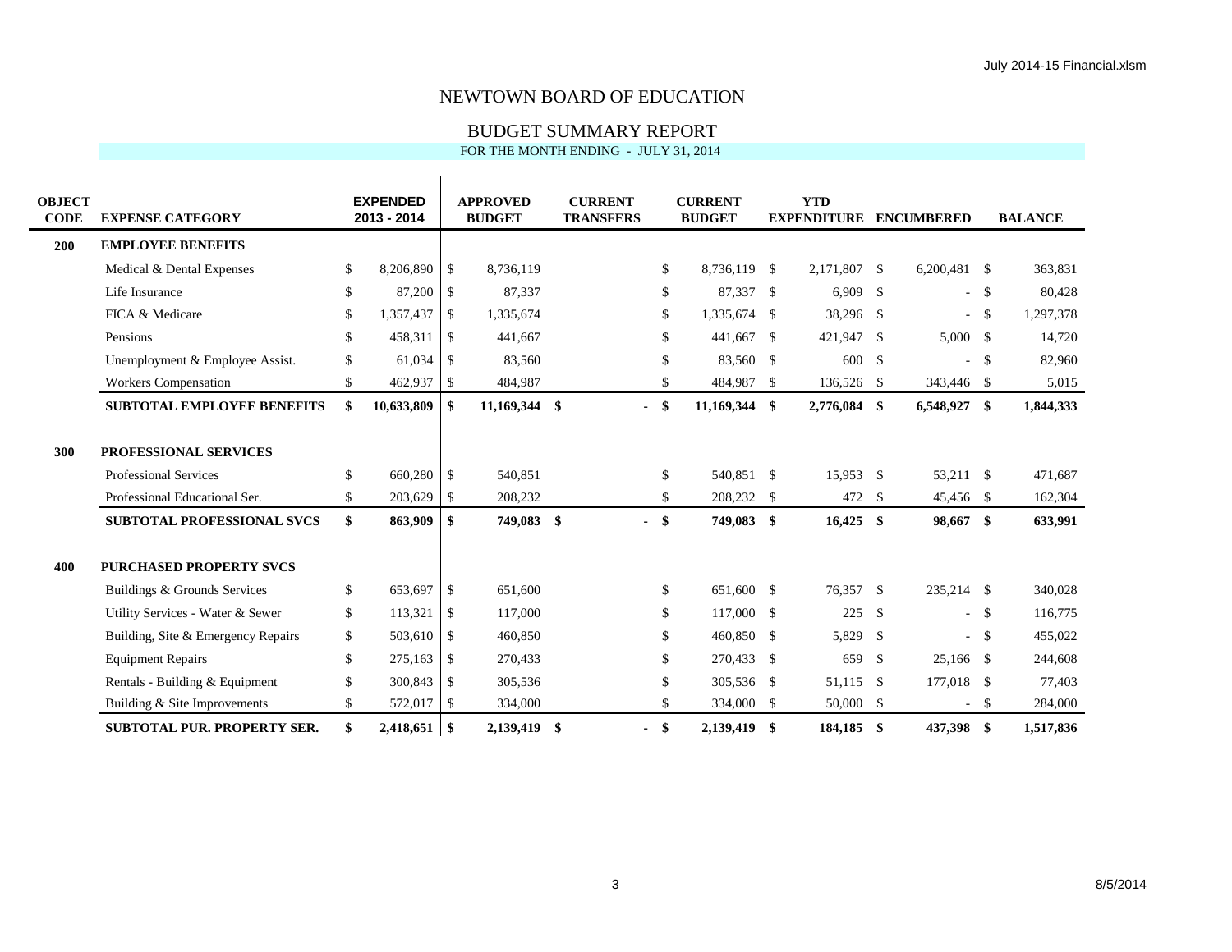# NEWTOWN BOARD OF EDUCATION

## BUDGET SUMMARY REPORT

FOR THE MONTH ENDING - JULY 31, 2014

| OBJECT CODE | EXPENSE CATEGORY | EXPENDED 2013 - 2014 | APPROVED BUDGET | CURRENT TRANSFERS | CURRENT BUDGET | YTD EXPENDITURE | ENCUMBERED | BALANCE |
|---|---|---|---|---|---|---|---|---|
| **200** | **EMPLOYEE BENEFITS** | | | | | | | |
| | Medical & Dental Expenses | $ 8,206,890 | $ 8,736,119 | | $ 8,736,119 | $ 2,171,807 | $ 6,200,481 | $ 363,831 |
| | Life Insurance | $ 87,200 | $ 87,337 | | $ 87,337 | $ 6,909 | $ - | $ 80,428 |
| | FICA & Medicare | $ 1,357,437 | $ 1,335,674 | | $ 1,335,674 | $ 38,296 | $ - | $ 1,297,378 |
| | Pensions | $ 458,311 | $ 441,667 | | $ 441,667 | $ 421,947 | $ 5,000 | $ 14,720 |
| | Unemployment & Employee Assist. | $ 61,034 | $ 83,560 | | $ 83,560 | $ 600 | $ - | $ 82,960 |
| | Workers Compensation | $ 462,937 | $ 484,987 | | $ 484,987 | $ 136,526 | $ 343,446 | $ 5,015 |
| | **SUBTOTAL EMPLOYEE BENEFITS** | **$ 10,633,809** | **$ 11,169,344** | **$ -** | **$ 11,169,344** | **$ 2,776,084** | **$ 6,548,927** | **$ 1,844,333** |
| **300** | **PROFESSIONAL SERVICES** | | | | | | | |
| | Professional Services | $ 660,280 | $ 540,851 | | $ 540,851 | $ 15,953 | $ 53,211 | $ 471,687 |
| | Professional Educational Ser. | $ 203,629 | $ 208,232 | | $ 208,232 | $ 472 | $ 45,456 | $ 162,304 |
| | **SUBTOTAL PROFESSIONAL SVCS** | **$ 863,909** | **$ 749,083** | **$ -** | **$ 749,083** | **$ 16,425** | **$ 98,667** | **$ 633,991** |
| **400** | **PURCHASED PROPERTY SVCS** | | | | | | | |
| | Buildings & Grounds Services | $ 653,697 | $ 651,600 | | $ 651,600 | $ 76,357 | $ 235,214 | $ 340,028 |
| | Utility Services - Water & Sewer | $ 113,321 | $ 117,000 | | $ 117,000 | $ 225 | $ - | $ 116,775 |
| | Building, Site & Emergency Repairs | $ 503,610 | $ 460,850 | | $ 460,850 | $ 5,829 | $ - | $ 455,022 |
| | Equipment Repairs | $ 275,163 | $ 270,433 | | $ 270,433 | $ 659 | $ 25,166 | $ 244,608 |
| | Rentals - Building & Equipment | $ 300,843 | $ 305,536 | | $ 305,536 | $ 51,115 | $ 177,018 | $ 77,403 |
| | Building & Site Improvements | $ 572,017 | $ 334,000 | | $ 334,000 | $ 50,000 | $ - | $ 284,000 |
| | **SUBTOTAL PUR. PROPERTY SER.** | **$ 2,418,651** | **$ 2,139,419** | **$ -** | **$ 2,139,419** | **$ 184,185** | **$ 437,398** | **$ 1,517,836** |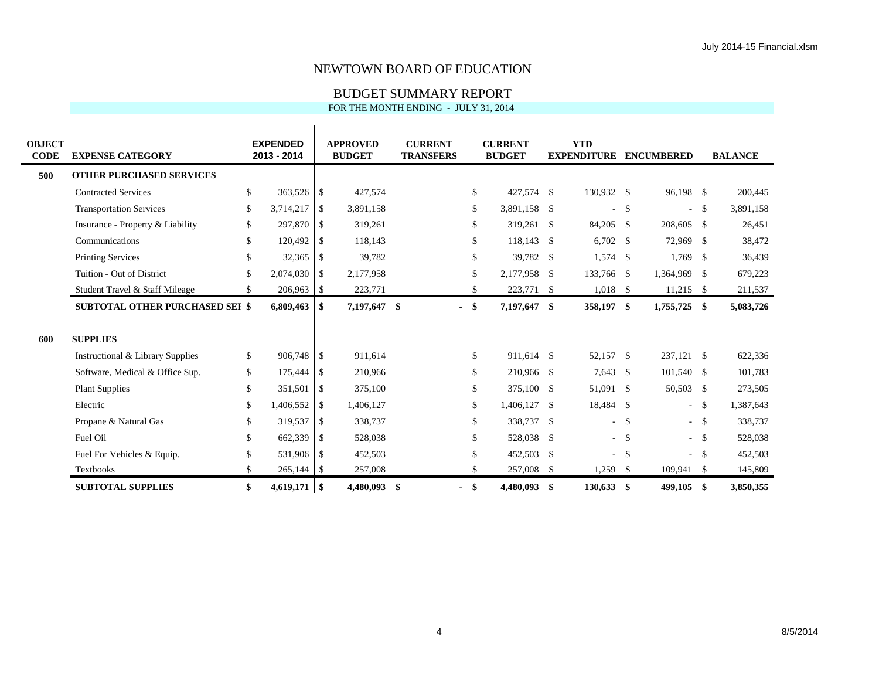# NEWTOWN BOARD OF EDUCATION

## BUDGET SUMMARY REPORT

FOR THE MONTH ENDING - JULY 31, 2014

| OBJECT CODE | EXPENSE CATEGORY | EXPENDED 2013 - 2014 | APPROVED BUDGET | CURRENT TRANSFERS | CURRENT BUDGET | YTD EXPENDITURE | ENCUMBERED | BALANCE |
|---|---|---|---|---|---|---|---|---|
| **500** | **OTHER PURCHASED SERVICES** | | | | | | | |
| | Contracted Services | $ 363,526 | $ 427,574 | | $ 427,574 | $ 130,932 | $ 96,198 | $ 200,445 |
| | Transportation Services | $ 3,714,217 | $ 3,891,158 | | $ 3,891,158 | $ - | $ - | $ 3,891,158 |
| | Insurance - Property & Liability | $ 297,870 | $ 319,261 | | $ 319,261 | $ 84,205 | $ 208,605 | $ 26,451 |
| | Communications | $ 120,492 | $ 118,143 | | $ 118,143 | $ 6,702 | $ 72,969 | $ 38,472 |
| | Printing Services | $ 32,365 | $ 39,782 | | $ 39,782 | $ 1,574 | $ 1,769 | $ 36,439 |
| | Tuition - Out of District | $ 2,074,030 | $ 2,177,958 | | $ 2,177,958 | $ 133,766 | $ 1,364,969 | $ 679,223 |
| | Student Travel & Staff Mileage | $ 206,963 | $ 223,771 | | $ 223,771 | $ 1,018 | $ 11,215 | $ 211,537 |
| | **SUBTOTAL OTHER PURCHASED SEI** | **$ 6,809,463** | **$ 7,197,647** | **$ -** | **$ 7,197,647** | **$ 358,197** | **$ 1,755,725** | **$ 5,083,726** |
| **600** | **SUPPLIES** | | | | | | | |
| | Instructional & Library Supplies | $ 906,748 | $ 911,614 | | $ 911,614 | $ 52,157 | $ 237,121 | $ 622,336 |
| | Software, Medical & Office Sup. | $ 175,444 | $ 210,966 | | $ 210,966 | $ 7,643 | $ 101,540 | $ 101,783 |
| | Plant Supplies | $ 351,501 | $ 375,100 | | $ 375,100 | $ 51,091 | $ 50,503 | $ 273,505 |
| | Electric | $ 1,406,552 | $ 1,406,127 | | $ 1,406,127 | $ 18,484 | $ - | $ 1,387,643 |
| | Propane & Natural Gas | $ 319,537 | $ 338,737 | | $ 338,737 | $ - | $ - | $ 338,737 |
| | Fuel Oil | $ 662,339 | $ 528,038 | | $ 528,038 | $ - | $ - | $ 528,038 |
| | Fuel For Vehicles & Equip. | $ 531,906 | $ 452,503 | | $ 452,503 | $ - | $ - | $ 452,503 |
| | Textbooks | $ 265,144 | $ 257,008 | | $ 257,008 | $ 1,259 | $ 109,941 | $ 145,809 |
| | **SUBTOTAL SUPPLIES** | **$ 4,619,171** | **$ 4,480,093** | **$ -** | **$ 4,480,093** | **$ 130,633** | **$ 499,105** | **$ 3,850,355** |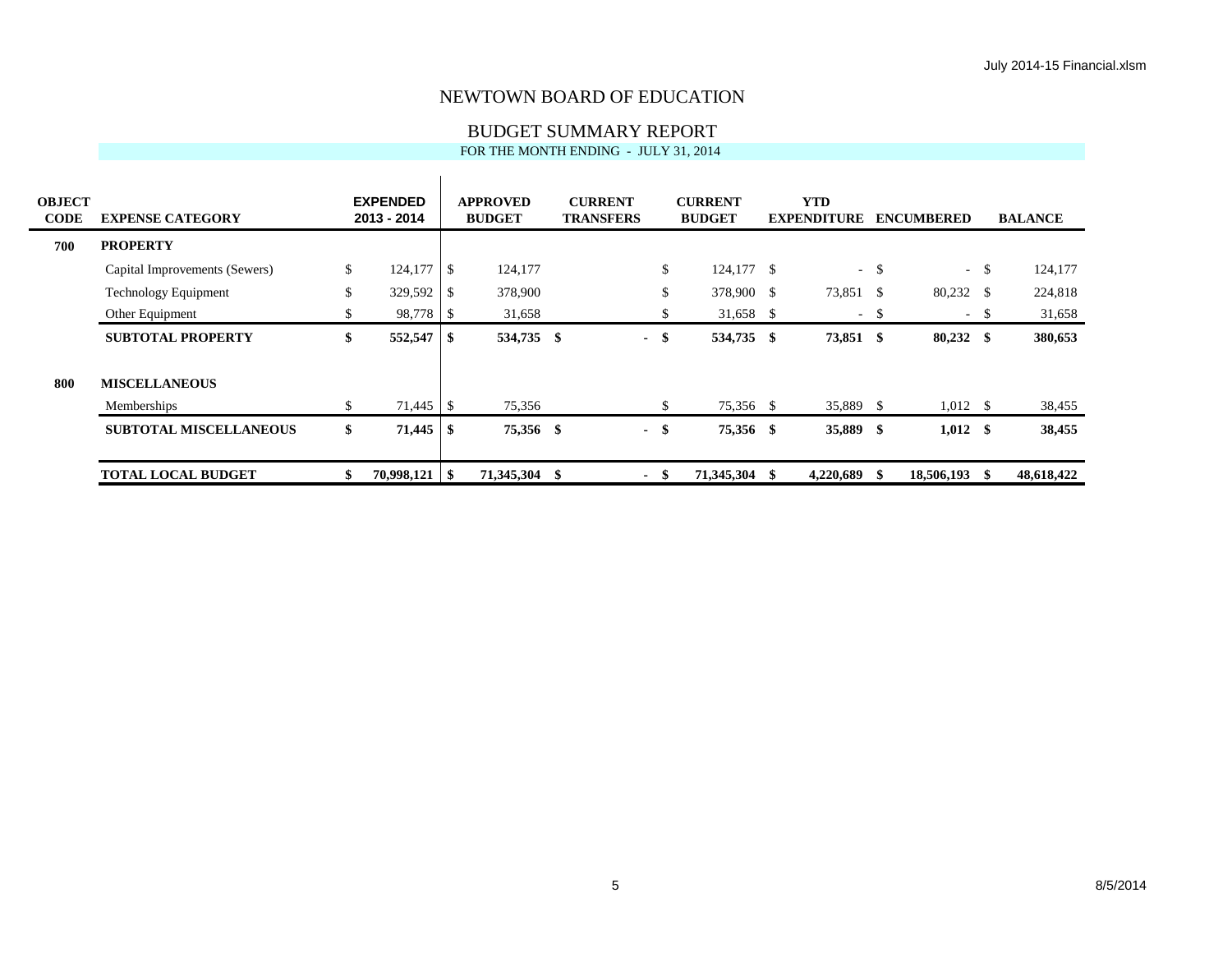# NEWTOWN BOARD OF EDUCATION

## BUDGET SUMMARY REPORT

FOR THE MONTH ENDING - JULY 31, 2014

| OBJECT CODE | EXPENSE CATEGORY | EXPENDED 2013 - 2014 | APPROVED BUDGET | CURRENT TRANSFERS | CURRENT BUDGET | YTD EXPENDITURE | ENCUMBERED | BALANCE |
|---|---|---|---|---|---|---|---|---|
| **700** | **PROPERTY** | | | | | | | |
| | Capital Improvements (Sewers) | $ 124,177 | $ 124,177 | | $ 124,177 | $ - | $ - | $ 124,177 |
| | Technology Equipment | $ 329,592 | $ 378,900 | | $ 378,900 | $ 73,851 | $ 80,232 | $ 224,818 |
| | Other Equipment | $ 98,778 | $ 31,658 | | $ 31,658 | $ - | $ - | $ 31,658 |
| | **SUBTOTAL PROPERTY** | **$ 552,547** | **$ 534,735** | **$ -** | **$ 534,735** | **$ 73,851** | **$ 80,232** | **$ 380,653** |
| **800** | **MISCELLANEOUS** | | | | | | | |
| | Memberships | $ 71,445 | $ 75,356 | | $ 75,356 | $ 35,889 | $ 1,012 | $ 38,455 |
| | **SUBTOTAL MISCELLANEOUS** | **$ 71,445** | **$ 75,356** | **$ -** | **$ 75,356** | **$ 35,889** | **$ 1,012** | **$ 38,455** |
| | **TOTAL LOCAL BUDGET** | **$ 70,998,121** | **$ 71,345,304** | **$ -** | **$ 71,345,304** | **$ 4,220,689** | **$ 18,506,193** | **$ 48,618,422** |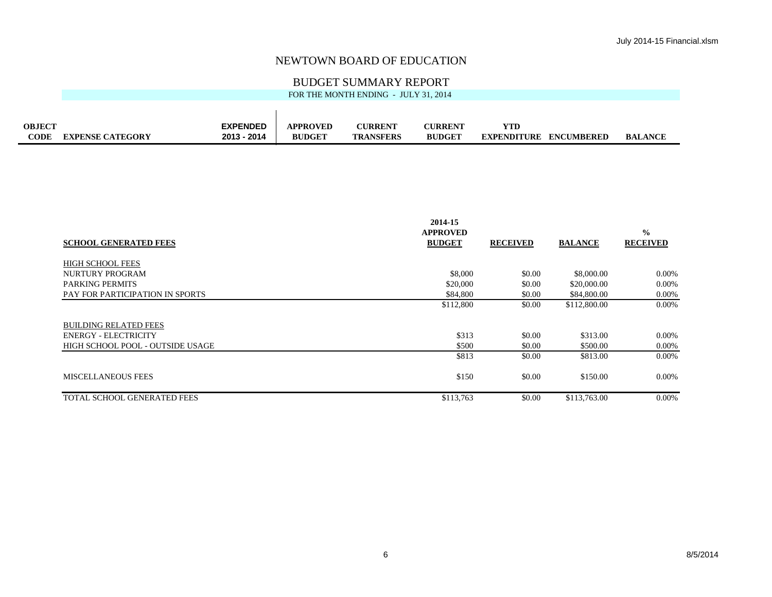# NEWTOWN BOARD OF EDUCATION

## BUDGET SUMMARY REPORT

FOR THE MONTH ENDING - JULY 31, 2014

| OBJECT CODE | EXPENSE CATEGORY | EXPENDED 2013 - 2014 | APPROVED BUDGET | CURRENT TRANSFERS | CURRENT BUDGET | YTD EXPENDITURE | ENCUMBERED | BALANCE |
|---|---|---|---|---|---|---|---|---|

| SCHOOL GENERATED FEES | 2014-15 APPROVED BUDGET | RECEIVED | BALANCE | % RECEIVED |
|---|---|---|---|---|
| HIGH SCHOOL FEES | | | | |
| NURTURY PROGRAM | $8,000 | $0.00 | $8,000.00 | 0.00% |
| PARKING PERMITS | $20,000 | $0.00 | $20,000.00 | 0.00% |
| PAY FOR PARTICIPATION IN SPORTS | $84,800 | $0.00 | $84,800.00 | 0.00% |
| | $112,800 | $0.00 | $112,800.00 | 0.00% |
| BUILDING RELATED FEES | | | | |
| ENERGY - ELECTRICITY | $313 | $0.00 | $313.00 | 0.00% |
| HIGH SCHOOL POOL - OUTSIDE USAGE | $500 | $0.00 | $500.00 | 0.00% |
| | $813 | $0.00 | $813.00 | 0.00% |
| MISCELLANEOUS FEES | $150 | $0.00 | $150.00 | 0.00% |
| TOTAL SCHOOL GENERATED FEES | $113,763 | $0.00 | $113,763.00 | 0.00% |